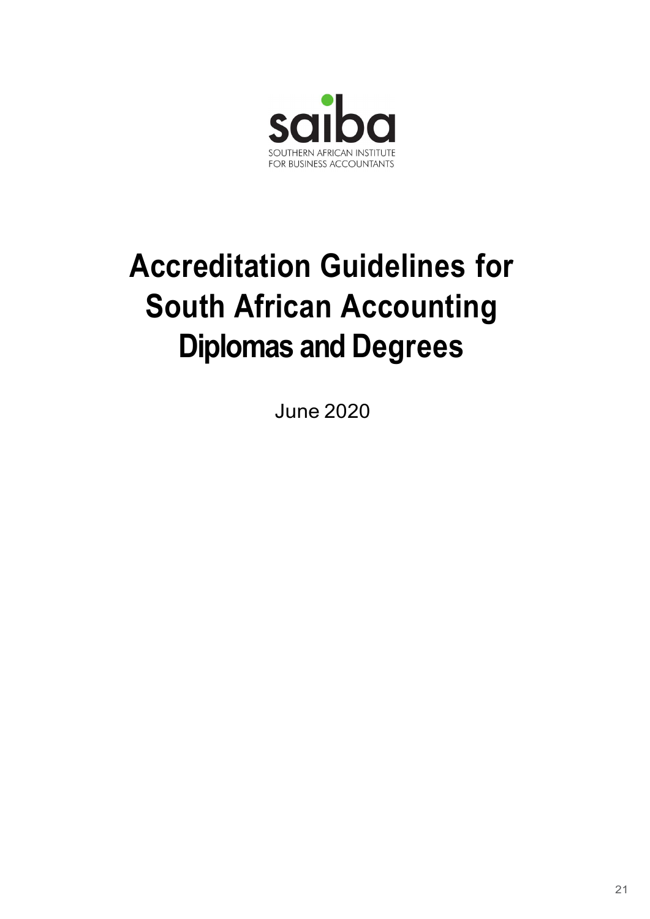saiba

SOUTHERN AFRICAN INSTITUTE FOR BUSINESS ACCOUNTANTS

# Accreditation Guidelines for South African Accounting Diplomas and Degrees

June 2020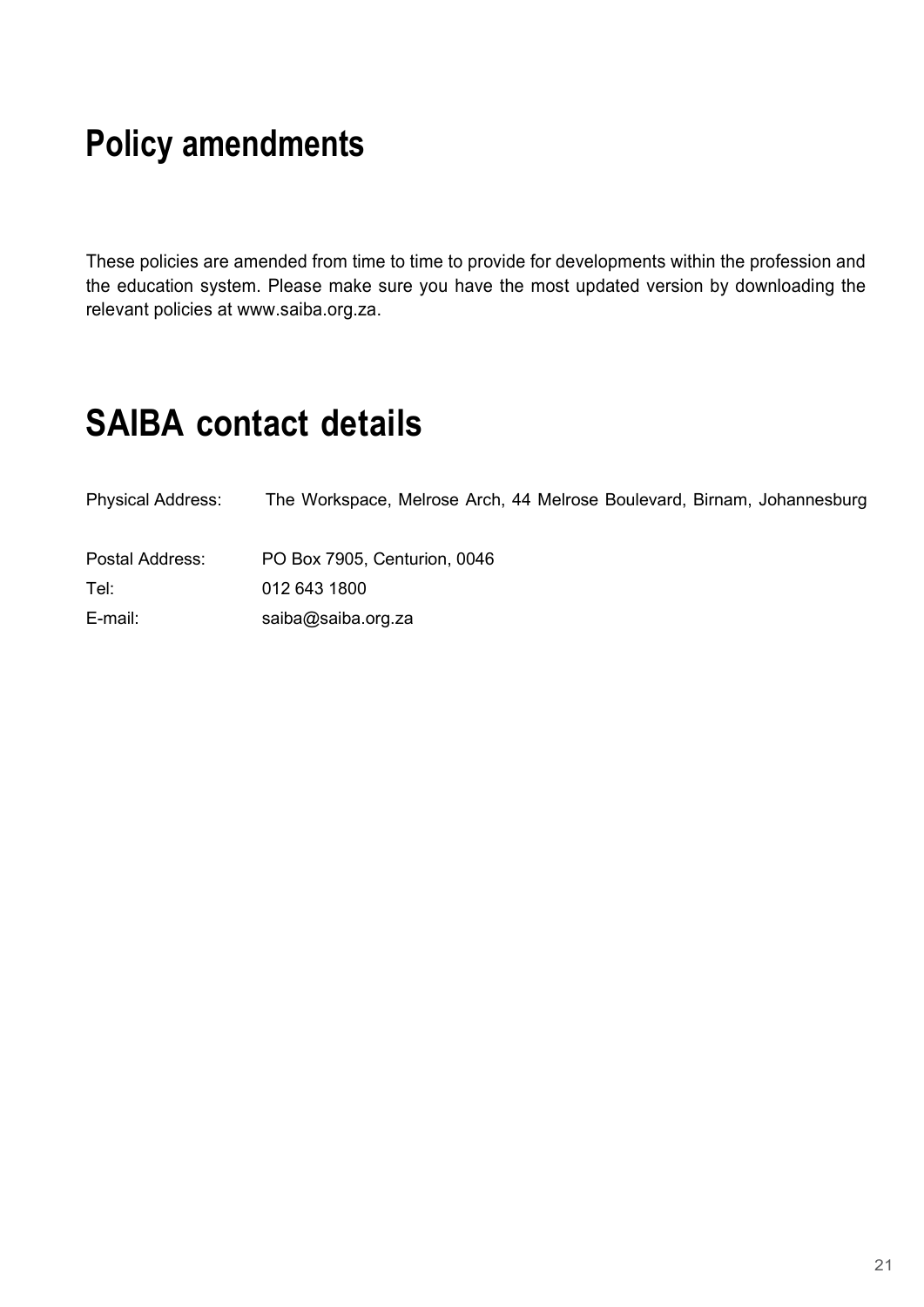# Policy amendments

These policies are amended from time to time to provide for developments within the profession and the education system. Please make sure you have the most updated version by downloading the relevant policies at www.saiba.org.za.

# SAIBA contact details

| | |
|---|---|
| Physical Address: | The Workspace, Melrose Arch, 44 Melrose Boulevard, Birnam, Johannesburg |
| Postal Address: | PO Box 7905, Centurion, 0046 |
| Tel: | 012 643 1800 |
| E-mail: | saiba@saiba.org.za |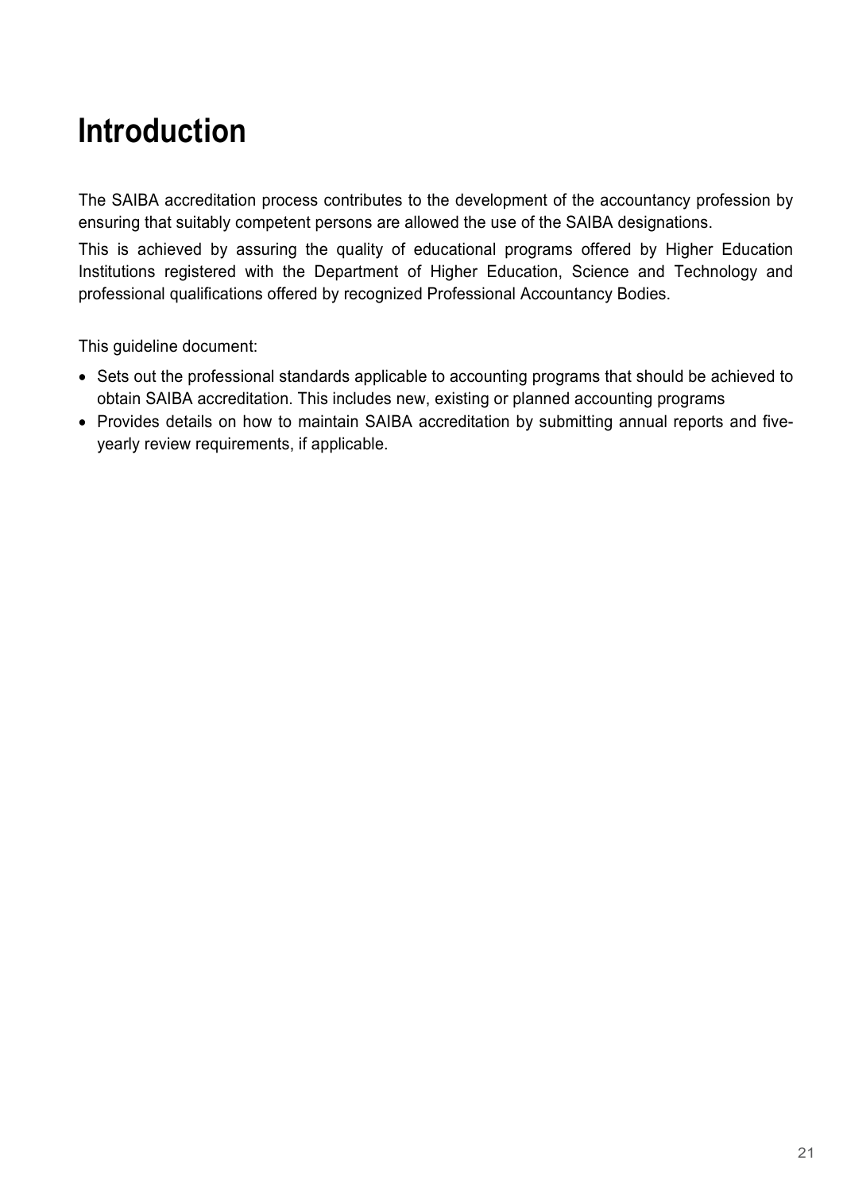# Introduction

The SAIBA accreditation process contributes to the development of the accountancy profession by ensuring that suitably competent persons are allowed the use of the SAIBA designations.

This is achieved by assuring the quality of educational programs offered by Higher Education Institutions registered with the Department of Higher Education, Science and Technology and professional qualifications offered by recognized Professional Accountancy Bodies.

This guideline document:

- Sets out the professional standards applicable to accounting programs that should be achieved to obtain SAIBA accreditation. This includes new, existing or planned accounting programs
- Provides details on how to maintain SAIBA accreditation by submitting annual reports and five-yearly review requirements, if applicable.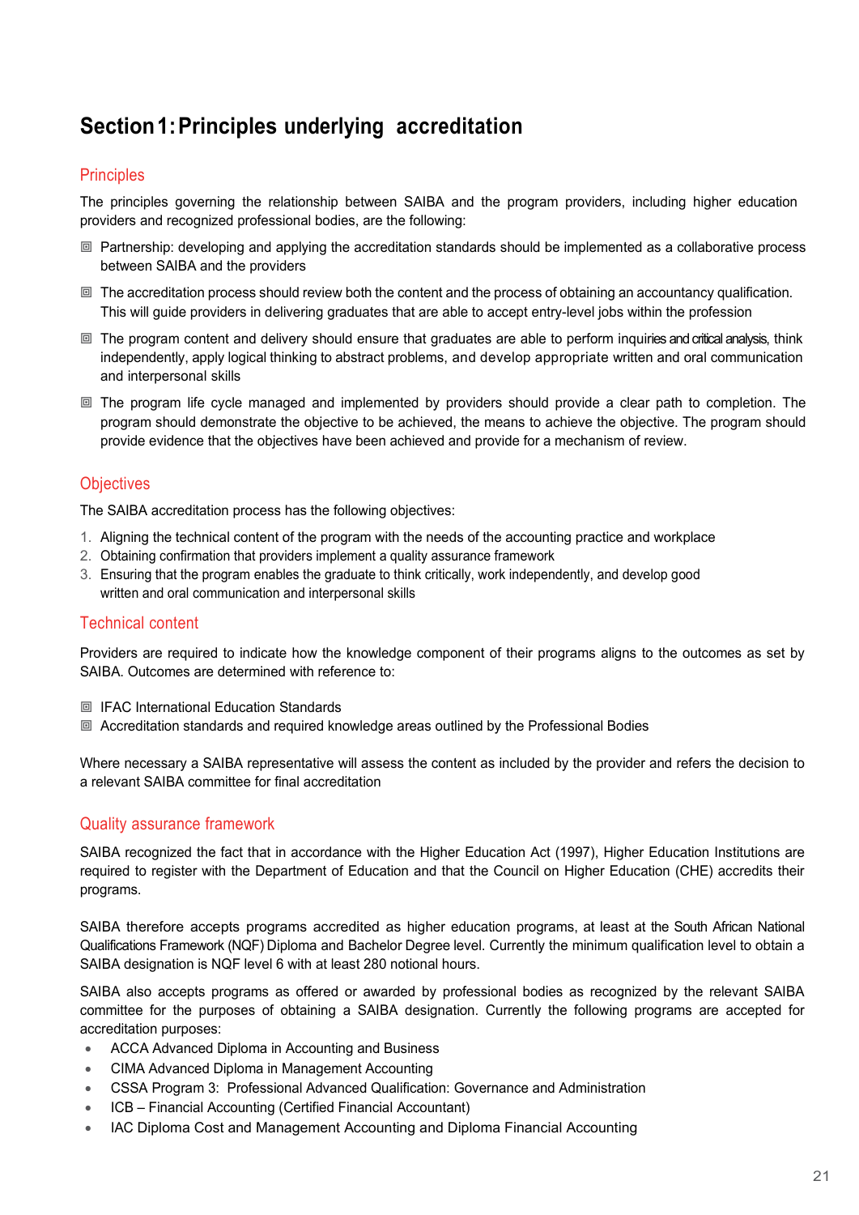# Section 1: Principles underlying accreditation

## Principles

The principles governing the relationship between SAIBA and the program providers, including higher education providers and recognized professional bodies, are the following:

- Partnership: developing and applying the accreditation standards should be implemented as a collaborative process between SAIBA and the providers
- The accreditation process should review both the content and the process of obtaining an accountancy qualification. This will guide providers in delivering graduates that are able to accept entry-level jobs within the profession
- The program content and delivery should ensure that graduates are able to perform inquiries and critical analysis, think independently, apply logical thinking to abstract problems, and develop appropriate written and oral communication and interpersonal skills
- The program life cycle managed and implemented by providers should provide a clear path to completion. The program should demonstrate the objective to be achieved, the means to achieve the objective. The program should provide evidence that the objectives have been achieved and provide for a mechanism of review.

## Objectives

The SAIBA accreditation process has the following objectives:

1. Aligning the technical content of the program with the needs of the accounting practice and workplace
2. Obtaining confirmation that providers implement a quality assurance framework
3. Ensuring that the program enables the graduate to think critically, work independently, and develop good written and oral communication and interpersonal skills

## Technical content

Providers are required to indicate how the knowledge component of their programs aligns to the outcomes as set by SAIBA. Outcomes are determined with reference to:

- IFAC International Education Standards
- Accreditation standards and required knowledge areas outlined by the Professional Bodies

Where necessary a SAIBA representative will assess the content as included by the provider and refers the decision to a relevant SAIBA committee for final accreditation

## Quality assurance framework

SAIBA recognized the fact that in accordance with the Higher Education Act (1997), Higher Education Institutions are required to register with the Department of Education and that the Council on Higher Education (CHE) accredits their programs.

SAIBA therefore accepts programs accredited as higher education programs, at least at the South African National Qualifications Framework (NQF) Diploma and Bachelor Degree level. Currently the minimum qualification level to obtain a SAIBA designation is NQF level 6 with at least 280 notional hours.

SAIBA also accepts programs as offered or awarded by professional bodies as recognized by the relevant SAIBA committee for the purposes of obtaining a SAIBA designation. Currently the following programs are accepted for accreditation purposes:

- ACCA Advanced Diploma in Accounting and Business
- CIMA Advanced Diploma in Management Accounting
- CSSA Program 3: Professional Advanced Qualification: Governance and Administration
- ICB – Financial Accounting (Certified Financial Accountant)
- IAC Diploma Cost and Management Accounting and Diploma Financial Accounting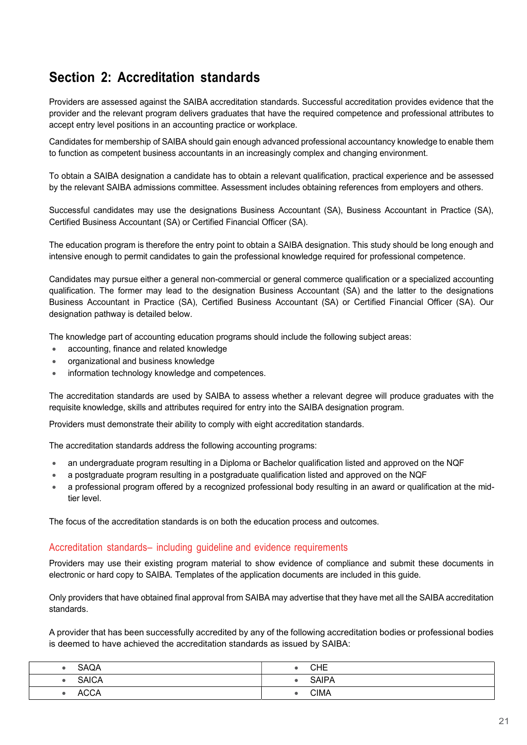## Section 2: Accreditation standards

Providers are assessed against the SAIBA accreditation standards. Successful accreditation provides evidence that the provider and the relevant program delivers graduates that have the required competence and professional attributes to accept entry level positions in an accounting practice or workplace.

Candidates for membership of SAIBA should gain enough advanced professional accountancy knowledge to enable them to function as competent business accountants in an increasingly complex and changing environment.

To obtain a SAIBA designation a candidate has to obtain a relevant qualification, practical experience and be assessed by the relevant SAIBA admissions committee. Assessment includes obtaining references from employers and others.

Successful candidates may use the designations Business Accountant (SA), Business Accountant in Practice (SA), Certified Business Accountant (SA) or Certified Financial Officer (SA).

The education program is therefore the entry point to obtain a SAIBA designation. This study should be long enough and intensive enough to permit candidates to gain the professional knowledge required for professional competence.

Candidates may pursue either a general non-commercial or general commerce qualification or a specialized accounting qualification. The former may lead to the designation Business Accountant (SA) and the latter to the designations Business Accountant in Practice (SA), Certified Business Accountant (SA) or Certified Financial Officer (SA). Our designation pathway is detailed below.

The knowledge part of accounting education programs should include the following subject areas:

- accounting, finance and related knowledge
- organizational and business knowledge
- information technology knowledge and competences.

The accreditation standards are used by SAIBA to assess whether a relevant degree will produce graduates with the requisite knowledge, skills and attributes required for entry into the SAIBA designation program.

Providers must demonstrate their ability to comply with eight accreditation standards.

The accreditation standards address the following accounting programs:

- an undergraduate program resulting in a Diploma or Bachelor qualification listed and approved on the NQF
- a postgraduate program resulting in a postgraduate qualification listed and approved on the NQF
- a professional program offered by a recognized professional body resulting in an award or qualification at the mid-tier level.

The focus of the accreditation standards is on both the education process and outcomes.

### Accreditation standards– including guideline and evidence requirements

Providers may use their existing program material to show evidence of compliance and submit these documents in electronic or hard copy to SAIBA. Templates of the application documents are included in this guide.

Only providers that have obtained final approval from SAIBA may advertise that they have met all the SAIBA accreditation standards.

A provider that has been successfully accredited by any of the following accreditation bodies or professional bodies is deemed to have achieved the accreditation standards as issued by SAIBA:

| | |
|---|---|
| • SAQA | • CHE |
| • SAICA | • SAIPA |
| • ACCA | • CIMA |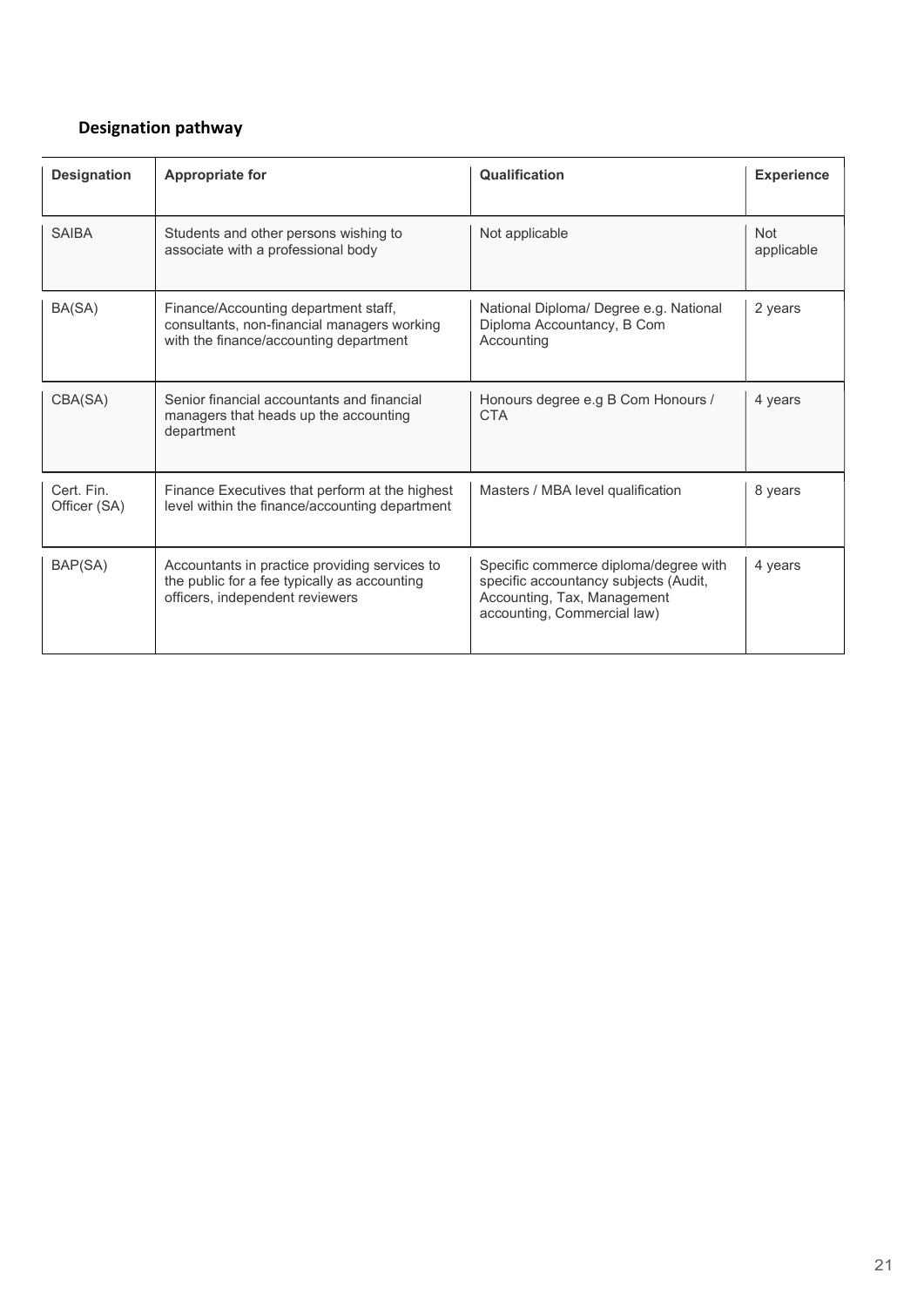## Designation pathway

| Designation | Appropriate for | Qualification | Experience |
|---|---|---|---|
| SAIBA | Students and other persons wishing to associate with a professional body | Not applicable | Not applicable |
| BA(SA) | Finance/Accounting department staff, consultants, non-financial managers working with the finance/accounting department | National Diploma/ Degree e.g. National Diploma Accountancy, B Com Accounting | 2 years |
| CBA(SA) | Senior financial accountants and financial managers that heads up the accounting department | Honours degree e.g B Com Honours / CTA | 4 years |
| Cert. Fin. Officer (SA) | Finance Executives that perform at the highest level within the finance/accounting department | Masters / MBA level qualification | 8 years |
| BAP(SA) | Accountants in practice providing services to the public for a fee typically as accounting officers, independent reviewers | Specific commerce diploma/degree with specific accountancy subjects (Audit, Accounting, Tax, Management accounting, Commercial law) | 4 years |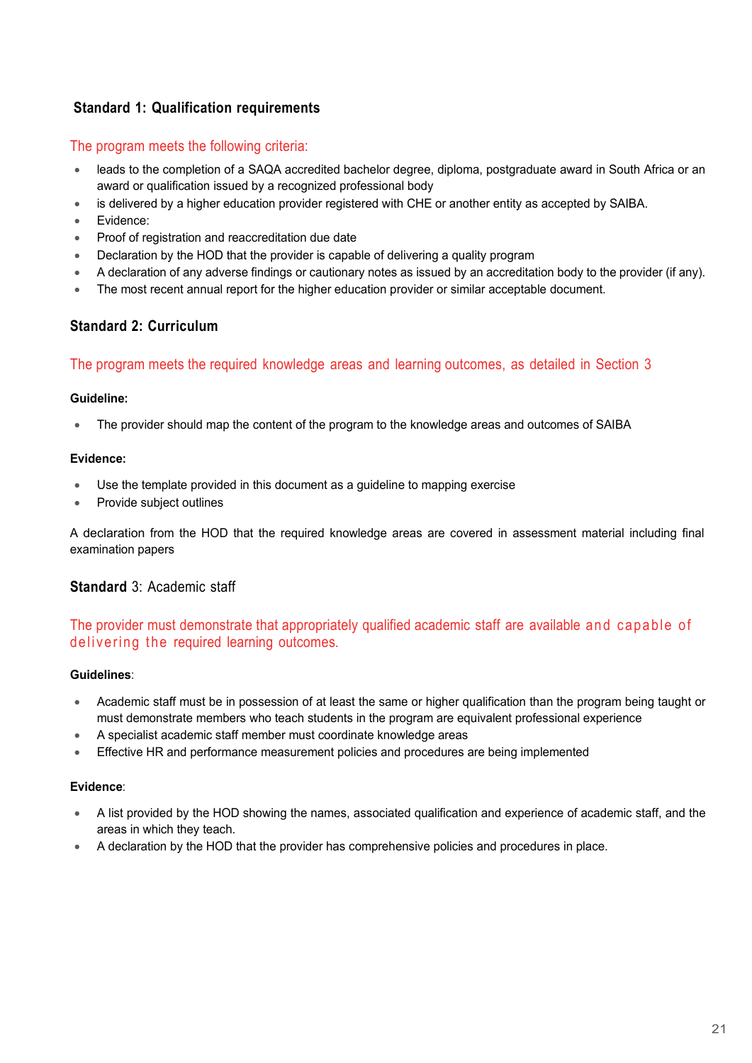## Standard 1: Qualification requirements

The program meets the following criteria:

- leads to the completion of a SAQA accredited bachelor degree, diploma, postgraduate award in South Africa or an award or qualification issued by a recognized professional body
- is delivered by a higher education provider registered with CHE or another entity as accepted by SAIBA.
- Evidence:
- Proof of registration and reaccreditation due date
- Declaration by the HOD that the provider is capable of delivering a quality program
- A declaration of any adverse findings or cautionary notes as issued by an accreditation body to the provider (if any).
- The most recent annual report for the higher education provider or similar acceptable document.

## Standard 2: Curriculum

The program meets the required knowledge areas and learning outcomes, as detailed in Section 3

**Guideline:**

- The provider should map the content of the program to the knowledge areas and outcomes of SAIBA

**Evidence:**

- Use the template provided in this document as a guideline to mapping exercise
- Provide subject outlines

A declaration from the HOD that the required knowledge areas are covered in assessment material including final examination papers

## Standard 3: Academic staff

The provider must demonstrate that appropriately qualified academic staff are available and capable of delivering the required learning outcomes.

**Guidelines**:

- Academic staff must be in possession of at least the same or higher qualification than the program being taught or must demonstrate members who teach students in the program are equivalent professional experience
- A specialist academic staff member must coordinate knowledge areas
- Effective HR and performance measurement policies and procedures are being implemented

**Evidence**:

- A list provided by the HOD showing the names, associated qualification and experience of academic staff, and the areas in which they teach.
- A declaration by the HOD that the provider has comprehensive policies and procedures in place.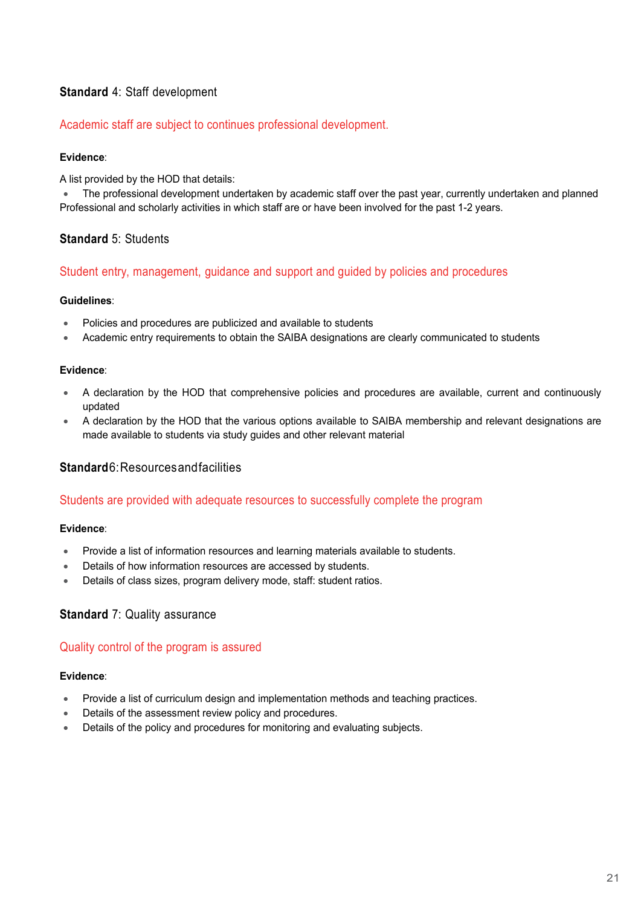### **Standard** 4: Staff development

Academic staff are subject to continues professional development.

**Evidence**:

A list provided by the HOD that details:

- The professional development undertaken by academic staff over the past year, currently undertaken and planned Professional and scholarly activities in which staff are or have been involved for the past 1-2 years.

### **Standard** 5: Students

Student entry, management, guidance and support and guided by policies and procedures

**Guidelines**:

- Policies and procedures are publicized and available to students
- Academic entry requirements to obtain the SAIBA designations are clearly communicated to students

**Evidence**:

- A declaration by the HOD that comprehensive policies and procedures are available, current and continuously updated
- A declaration by the HOD that the various options available to SAIBA membership and relevant designations are made available to students via study guides and other relevant material

### **Standard** 6: Resources and facilities

Students are provided with adequate resources to successfully complete the program

**Evidence**:

- Provide a list of information resources and learning materials available to students.
- Details of how information resources are accessed by students.
- Details of class sizes, program delivery mode, staff: student ratios.

### **Standard** 7: Quality assurance

Quality control of the program is assured

**Evidence**:

- Provide a list of curriculum design and implementation methods and teaching practices.
- Details of the assessment review policy and procedures.
- Details of the policy and procedures for monitoring and evaluating subjects.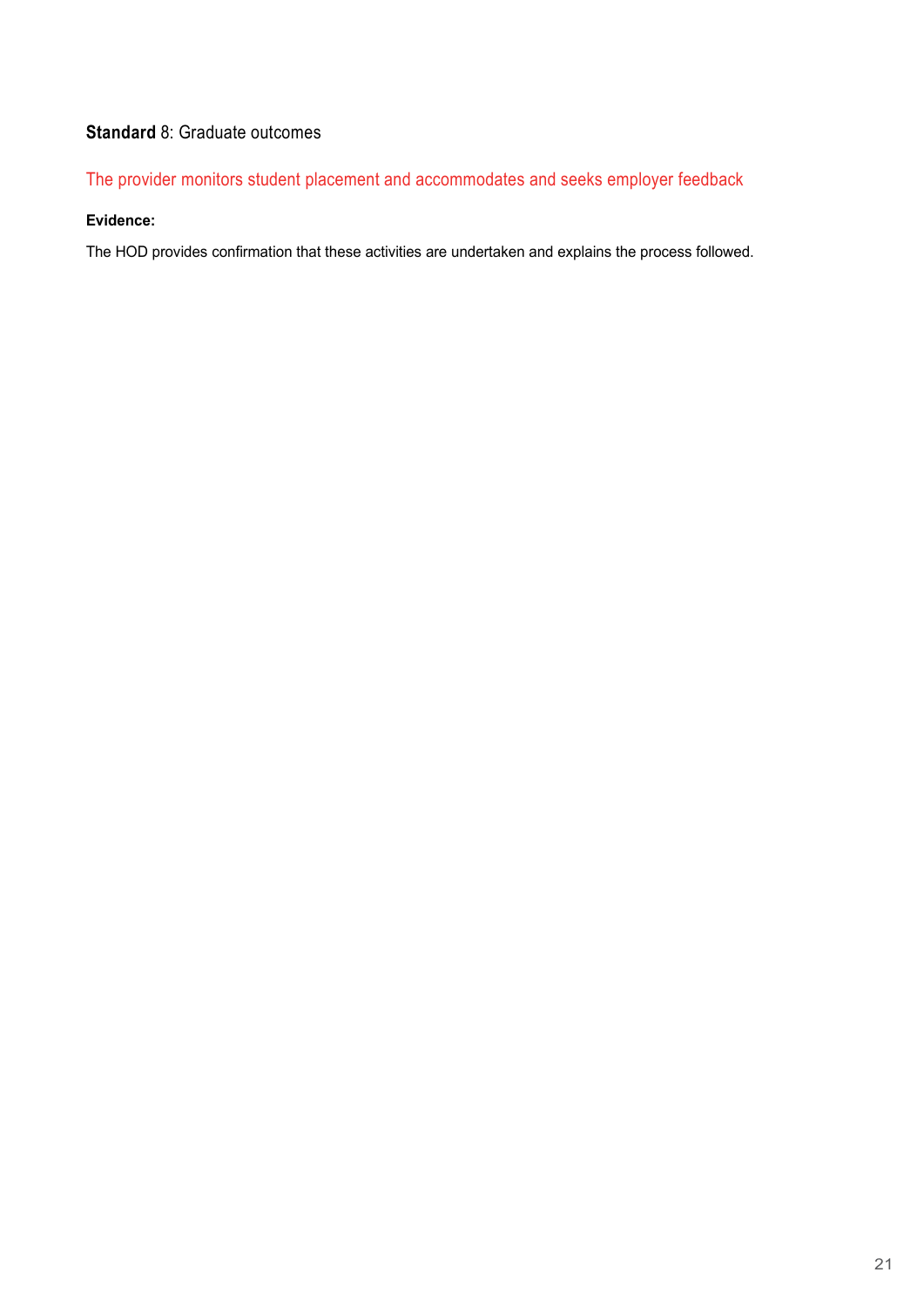**Standard** 8: Graduate outcomes

The provider monitors student placement and accommodates and seeks employer feedback

**Evidence:**

The HOD provides confirmation that these activities are undertaken and explains the process followed.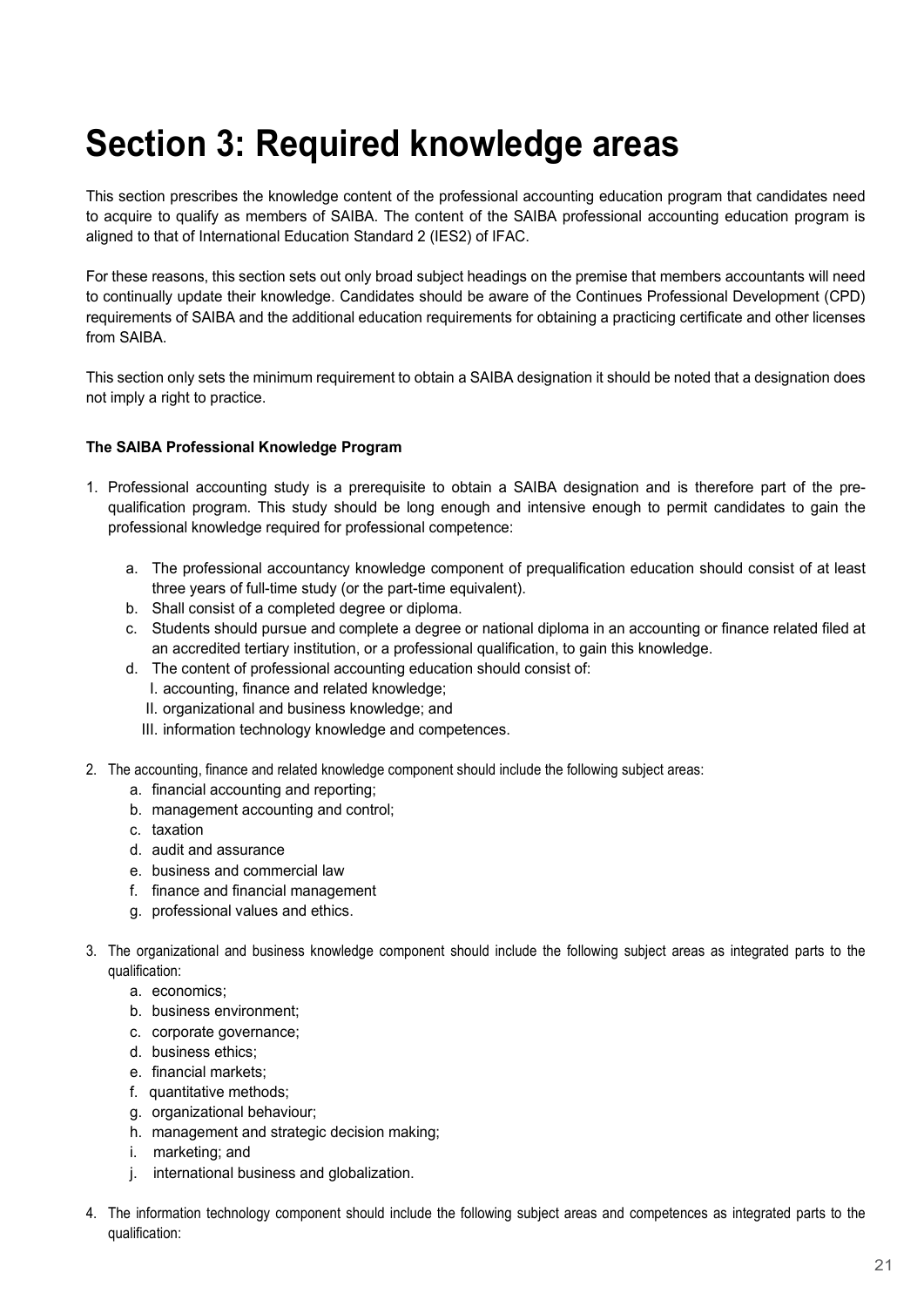# Section 3: Required knowledge areas

This section prescribes the knowledge content of the professional accounting education program that candidates need to acquire to qualify as members of SAIBA. The content of the SAIBA professional accounting education program is aligned to that of International Education Standard 2 (IES2) of IFAC.

For these reasons, this section sets out only broad subject headings on the premise that members accountants will need to continually update their knowledge. Candidates should be aware of the Continues Professional Development (CPD) requirements of SAIBA and the additional education requirements for obtaining a practicing certificate and other licenses from SAIBA.

This section only sets the minimum requirement to obtain a SAIBA designation it should be noted that a designation does not imply a right to practice.

**The SAIBA Professional Knowledge Program**

1. Professional accounting study is a prerequisite to obtain a SAIBA designation and is therefore part of the pre-qualification program. This study should be long enough and intensive enough to permit candidates to gain the professional knowledge required for professional competence:
   a. The professional accountancy knowledge component of prequalification education should consist of at least three years of full-time study (or the part-time equivalent).
   b. Shall consist of a completed degree or diploma.
   c. Students should pursue and complete a degree or national diploma in an accounting or finance related filed at an accredited tertiary institution, or a professional qualification, to gain this knowledge.
   d. The content of professional accounting education should consist of:
      I. accounting, finance and related knowledge;
      II. organizational and business knowledge; and
      III. information technology knowledge and competences.
2. The accounting, finance and related knowledge component should include the following subject areas:
   a. financial accounting and reporting;
   b. management accounting and control;
   c. taxation
   d. audit and assurance
   e. business and commercial law
   f. finance and financial management
   g. professional values and ethics.
3. The organizational and business knowledge component should include the following subject areas as integrated parts to the qualification:
   a. economics;
   b. business environment;
   c. corporate governance;
   d. business ethics;
   e. financial markets;
   f. quantitative methods;
   g. organizational behaviour;
   h. management and strategic decision making;
   i. marketing; and
   j. international business and globalization.
4. The information technology component should include the following subject areas and competences as integrated parts to the qualification: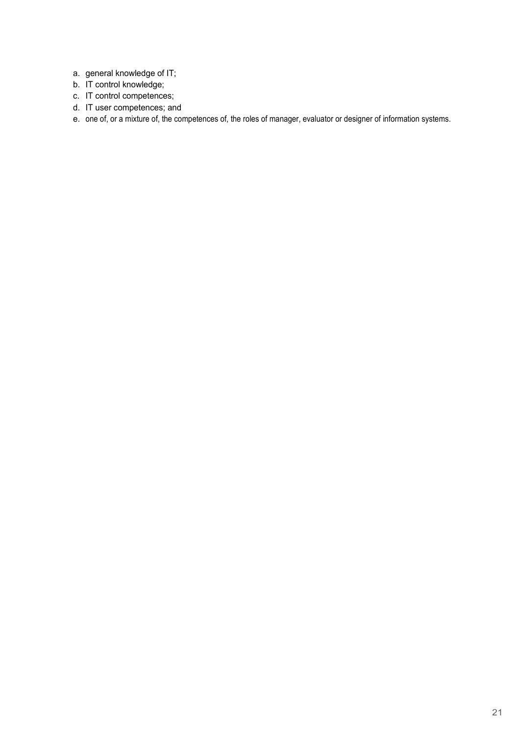a. general knowledge of IT;
b. IT control knowledge;
c. IT control competences;
d. IT user competences; and
e. one of, or a mixture of, the competences of, the roles of manager, evaluator or designer of information systems.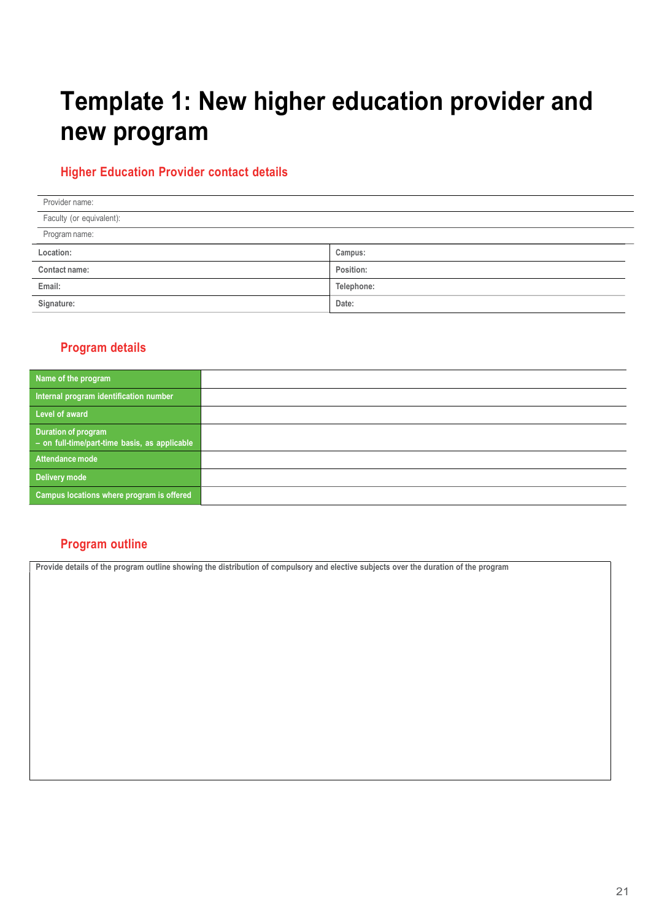# Template 1: New higher education provider and new program

## Higher Education Provider contact details

| Provider name: | |
|---|---|
| Faculty (or equivalent): | |
| Program name: | |
| **Location:** | **Campus:** |
| **Contact name:** | **Position:** |
| **Email:** | **Telephone:** |
| **Signature:** | **Date:** |

## Program details

| | |
|---|---|
| **Name of the program** | |
| **Internal program identification number** | |
| **Level of award** | |
| **Duration of program – on full-time/part-time basis, as applicable** | |
| **Attendance mode** | |
| **Delivery mode** | |
| **Campus locations where program is offered** | |

## Program outline

| **Provide details of the program outline showing the distribution of compulsory and elective subjects over the duration of the program** |
|---|
| |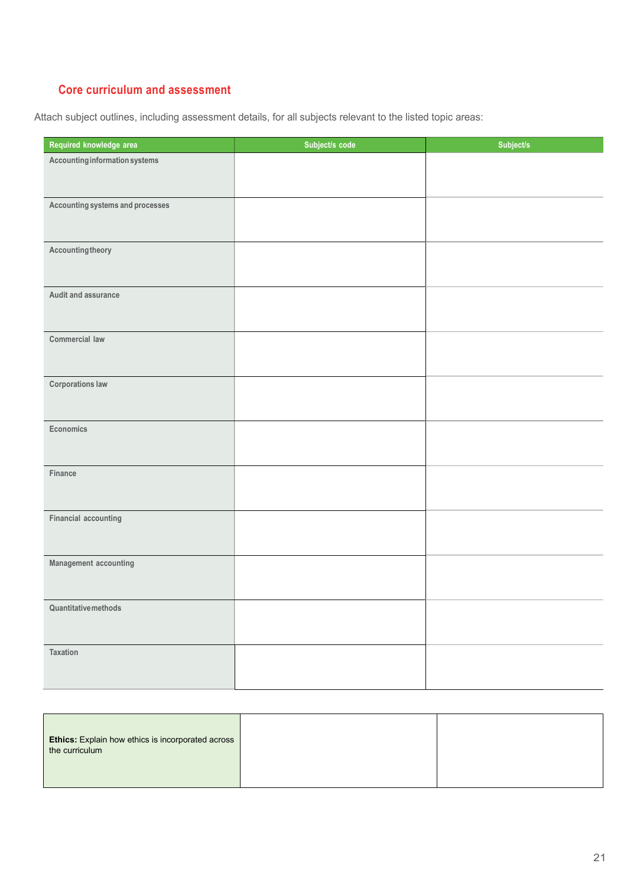## Core curriculum and assessment

Attach subject outlines, including assessment details, for all subjects relevant to the listed topic areas:

| Required knowledge area | Subject/s code | Subject/s |
|---|---|---|
| Accounting information systems | | |
| Accounting systems and processes | | |
| Accounting theory | | |
| Audit and assurance | | |
| Commercial law | | |
| Corporations law | | |
| Economics | | |
| Finance | | |
| Financial accounting | | |
| Management accounting | | |
| Quantitative methods | | |
| Taxation | | |

| | | |
|---|---|---|
| **Ethics:** Explain how ethics is incorporated across the curriculum | | |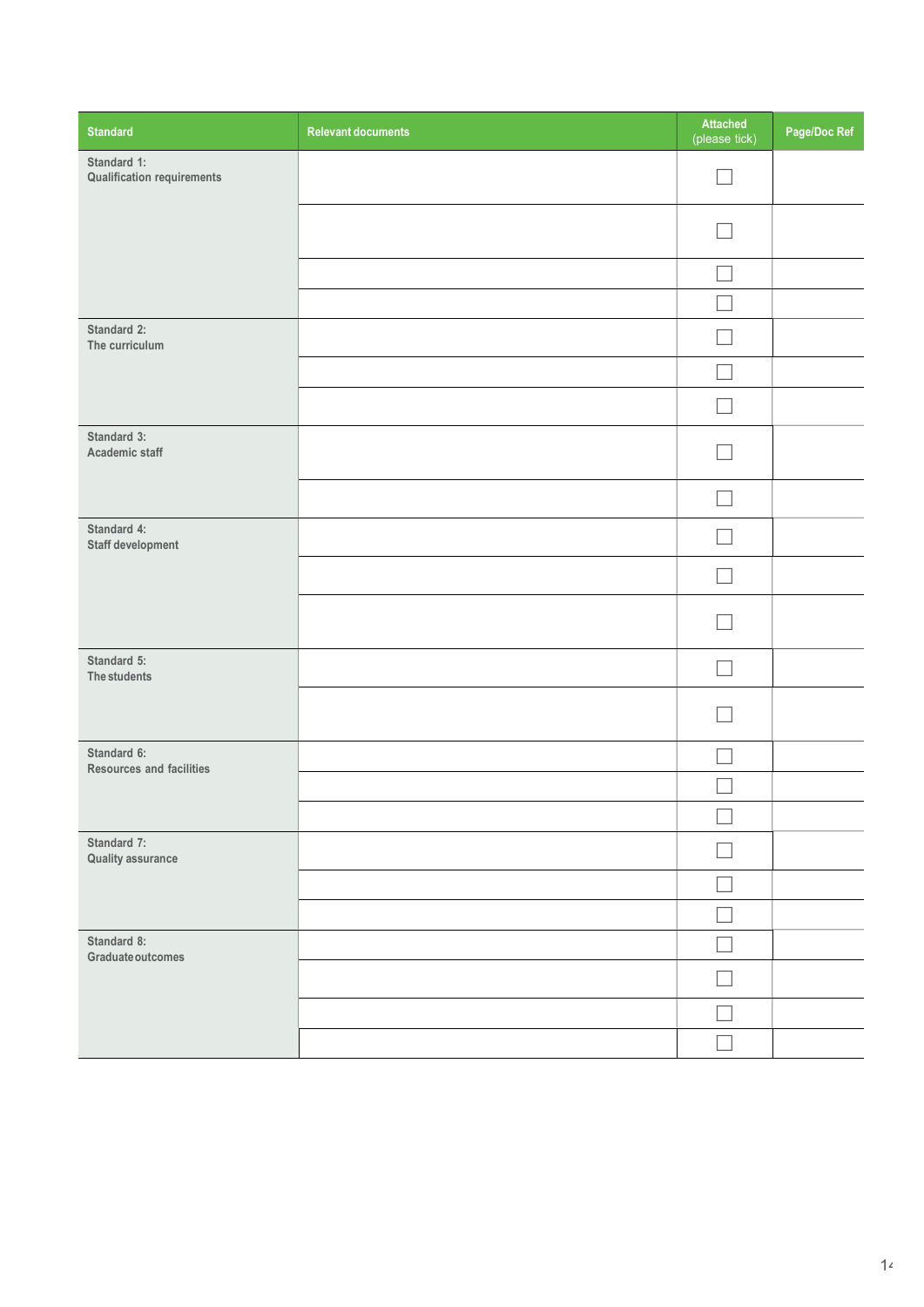| Standard | Relevant documents | Attached (please tick) | Page/Doc Ref |
|---|---|---|---|
| Standard 1: Qualification requirements | | ☐ | |
| | | ☐ | |
| | | ☐ | |
| | | ☐ | |
| Standard 2: The curriculum | | ☐ | |
| | | ☐ | |
| | | ☐ | |
| Standard 3: Academic staff | | ☐ | |
| | | ☐ | |
| Standard 4: Staff development | | ☐ | |
| | | ☐ | |
| | | ☐ | |
| Standard 5: The students | | ☐ | |
| | | ☐ | |
| Standard 6: Resources and facilities | | ☐ | |
| | | ☐ | |
| | | ☐ | |
| Standard 7: Quality assurance | | ☐ | |
| | | ☐ | |
| | | ☐ | |
| Standard 8: Graduate outcomes | | ☐ | |
| | | ☐ | |
| | | ☐ | |
| | | ☐ | |